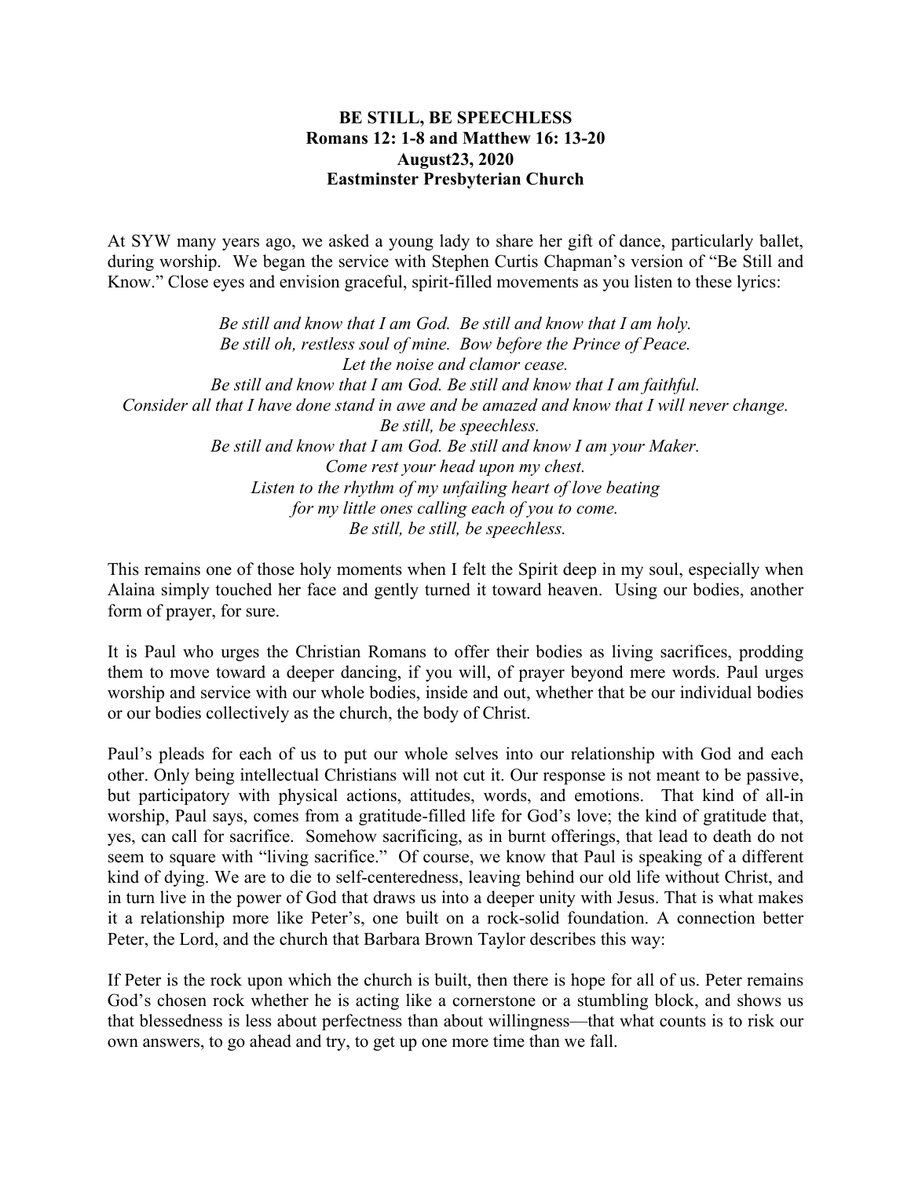# BE STILL, BE SPEECHLESS

**Romans 12: 1-8 and Matthew 16: 13-20**
**August23, 2020**
**Eastminster Presbyterian Church**

At SYW many years ago, we asked a young lady to share her gift of dance, particularly ballet, during worship. We began the service with Stephen Curtis Chapman's version of "Be Still and Know." Close eyes and envision graceful, spirit-filled movements as you listen to these lyrics:

*Be still and know that I am God. Be still and know that I am holy.*
*Be still oh, restless soul of mine. Bow before the Prince of Peace.*
*Let the noise and clamor cease.*
*Be still and know that I am God. Be still and know that I am faithful.*
*Consider all that I have done stand in awe and be amazed and know that I will never change.*
*Be still, be speechless.*
*Be still and know that I am God. Be still and know I am your Maker.*
*Come rest your head upon my chest.*
*Listen to the rhythm of my unfailing heart of love beating*
*for my little ones calling each of you to come.*
*Be still, be still, be speechless.*

This remains one of those holy moments when I felt the Spirit deep in my soul, especially when Alaina simply touched her face and gently turned it toward heaven. Using our bodies, another form of prayer, for sure.

It is Paul who urges the Christian Romans to offer their bodies as living sacrifices, prodding them to move toward a deeper dancing, if you will, of prayer beyond mere words. Paul urges worship and service with our whole bodies, inside and out, whether that be our individual bodies or our bodies collectively as the church, the body of Christ.

Paul's pleads for each of us to put our whole selves into our relationship with God and each other. Only being intellectual Christians will not cut it. Our response is not meant to be passive, but participatory with physical actions, attitudes, words, and emotions. That kind of all-in worship, Paul says, comes from a gratitude-filled life for God's love; the kind of gratitude that, yes, can call for sacrifice. Somehow sacrificing, as in burnt offerings, that lead to death do not seem to square with "living sacrifice." Of course, we know that Paul is speaking of a different kind of dying. We are to die to self-centeredness, leaving behind our old life without Christ, and in turn live in the power of God that draws us into a deeper unity with Jesus. That is what makes it a relationship more like Peter's, one built on a rock-solid foundation. A connection better Peter, the Lord, and the church that Barbara Brown Taylor describes this way:

If Peter is the rock upon which the church is built, then there is hope for all of us. Peter remains God's chosen rock whether he is acting like a cornerstone or a stumbling block, and shows us that blessedness is less about perfectness than about willingness—that what counts is to risk our own answers, to go ahead and try, to get up one more time than we fall.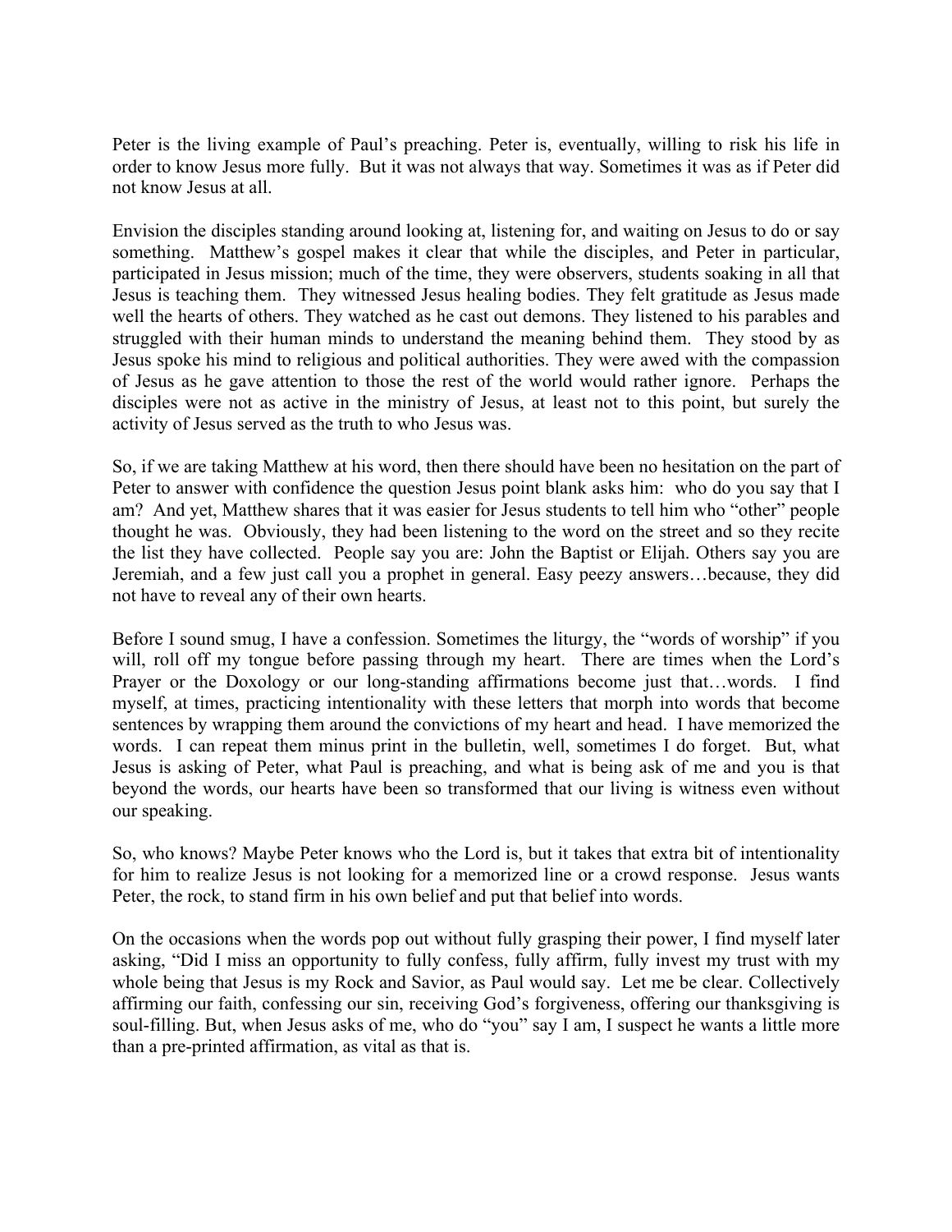Peter is the living example of Paul's preaching. Peter is, eventually, willing to risk his life in order to know Jesus more fully. But it was not always that way. Sometimes it was as if Peter did not know Jesus at all.

Envision the disciples standing around looking at, listening for, and waiting on Jesus to do or say something. Matthew's gospel makes it clear that while the disciples, and Peter in particular, participated in Jesus mission; much of the time, they were observers, students soaking in all that Jesus is teaching them. They witnessed Jesus healing bodies. They felt gratitude as Jesus made well the hearts of others. They watched as he cast out demons. They listened to his parables and struggled with their human minds to understand the meaning behind them. They stood by as Jesus spoke his mind to religious and political authorities. They were awed with the compassion of Jesus as he gave attention to those the rest of the world would rather ignore. Perhaps the disciples were not as active in the ministry of Jesus, at least not to this point, but surely the activity of Jesus served as the truth to who Jesus was.

So, if we are taking Matthew at his word, then there should have been no hesitation on the part of Peter to answer with confidence the question Jesus point blank asks him: who do you say that I am? And yet, Matthew shares that it was easier for Jesus students to tell him who "other" people thought he was. Obviously, they had been listening to the word on the street and so they recite the list they have collected. People say you are: John the Baptist or Elijah. Others say you are Jeremiah, and a few just call you a prophet in general. Easy peezy answers…because, they did not have to reveal any of their own hearts.

Before I sound smug, I have a confession. Sometimes the liturgy, the "words of worship" if you will, roll off my tongue before passing through my heart. There are times when the Lord's Prayer or the Doxology or our long-standing affirmations become just that…words. I find myself, at times, practicing intentionality with these letters that morph into words that become sentences by wrapping them around the convictions of my heart and head. I have memorized the words. I can repeat them minus print in the bulletin, well, sometimes I do forget. But, what Jesus is asking of Peter, what Paul is preaching, and what is being ask of me and you is that beyond the words, our hearts have been so transformed that our living is witness even without our speaking.

So, who knows? Maybe Peter knows who the Lord is, but it takes that extra bit of intentionality for him to realize Jesus is not looking for a memorized line or a crowd response. Jesus wants Peter, the rock, to stand firm in his own belief and put that belief into words.

On the occasions when the words pop out without fully grasping their power, I find myself later asking, "Did I miss an opportunity to fully confess, fully affirm, fully invest my trust with my whole being that Jesus is my Rock and Savior, as Paul would say. Let me be clear. Collectively affirming our faith, confessing our sin, receiving God's forgiveness, offering our thanksgiving is soul-filling. But, when Jesus asks of me, who do "you" say I am, I suspect he wants a little more than a pre-printed affirmation, as vital as that is.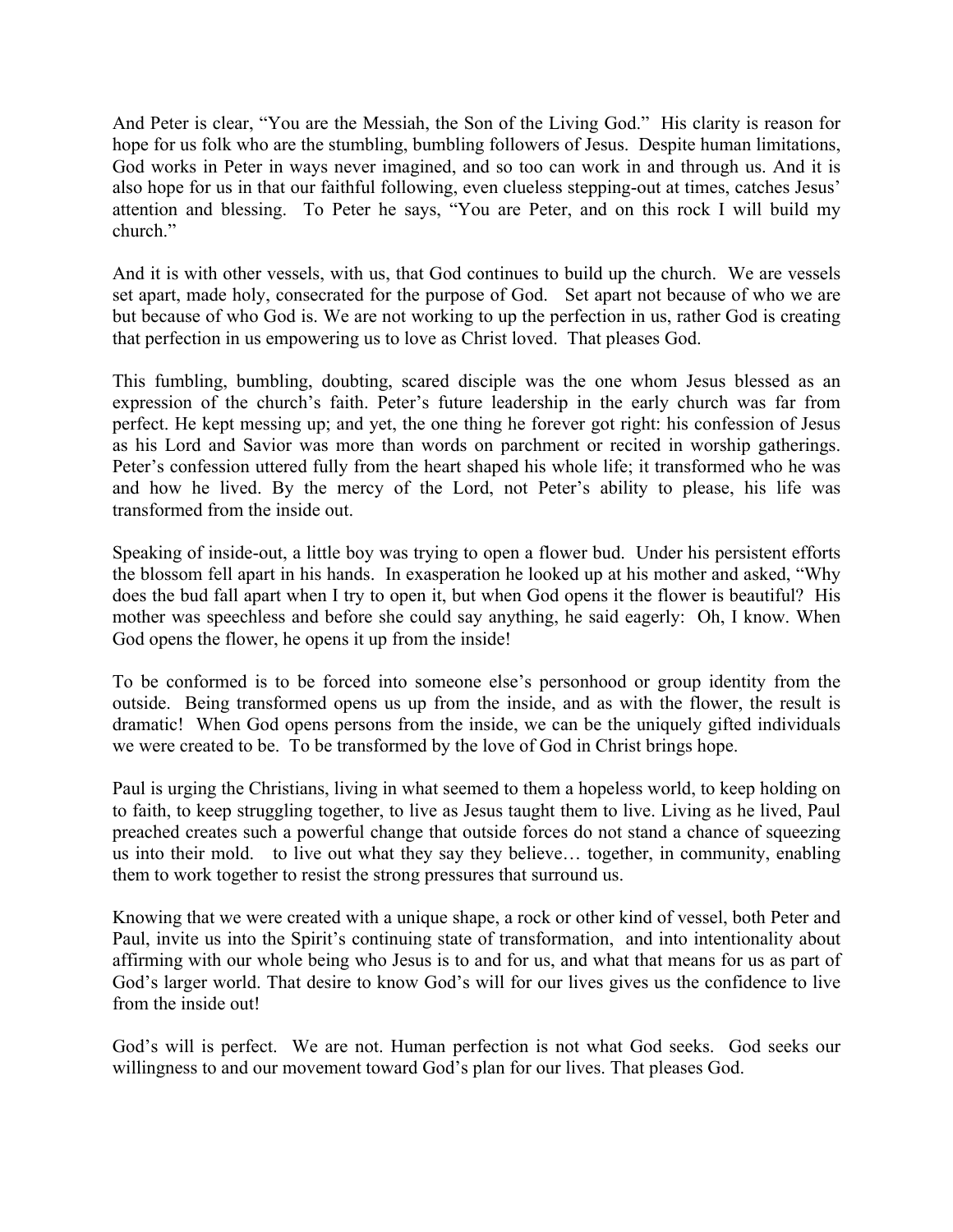And Peter is clear, "You are the Messiah, the Son of the Living God." His clarity is reason for hope for us folk who are the stumbling, bumbling followers of Jesus. Despite human limitations, God works in Peter in ways never imagined, and so too can work in and through us. And it is also hope for us in that our faithful following, even clueless stepping-out at times, catches Jesus' attention and blessing. To Peter he says, "You are Peter, and on this rock I will build my church."

And it is with other vessels, with us, that God continues to build up the church. We are vessels set apart, made holy, consecrated for the purpose of God. Set apart not because of who we are but because of who God is. We are not working to up the perfection in us, rather God is creating that perfection in us empowering us to love as Christ loved. That pleases God.

This fumbling, bumbling, doubting, scared disciple was the one whom Jesus blessed as an expression of the church's faith. Peter's future leadership in the early church was far from perfect. He kept messing up; and yet, the one thing he forever got right: his confession of Jesus as his Lord and Savior was more than words on parchment or recited in worship gatherings. Peter's confession uttered fully from the heart shaped his whole life; it transformed who he was and how he lived. By the mercy of the Lord, not Peter's ability to please, his life was transformed from the inside out.

Speaking of inside-out, a little boy was trying to open a flower bud. Under his persistent efforts the blossom fell apart in his hands. In exasperation he looked up at his mother and asked, "Why does the bud fall apart when I try to open it, but when God opens it the flower is beautiful? His mother was speechless and before she could say anything, he said eagerly: Oh, I know. When God opens the flower, he opens it up from the inside!

To be conformed is to be forced into someone else's personhood or group identity from the outside. Being transformed opens us up from the inside, and as with the flower, the result is dramatic! When God opens persons from the inside, we can be the uniquely gifted individuals we were created to be. To be transformed by the love of God in Christ brings hope.

Paul is urging the Christians, living in what seemed to them a hopeless world, to keep holding on to faith, to keep struggling together, to live as Jesus taught them to live. Living as he lived, Paul preached creates such a powerful change that outside forces do not stand a chance of squeezing us into their mold. to live out what they say they believe… together, in community, enabling them to work together to resist the strong pressures that surround us.

Knowing that we were created with a unique shape, a rock or other kind of vessel, both Peter and Paul, invite us into the Spirit's continuing state of transformation, and into intentionality about affirming with our whole being who Jesus is to and for us, and what that means for us as part of God's larger world. That desire to know God's will for our lives gives us the confidence to live from the inside out!

God's will is perfect. We are not. Human perfection is not what God seeks. God seeks our willingness to and our movement toward God's plan for our lives. That pleases God.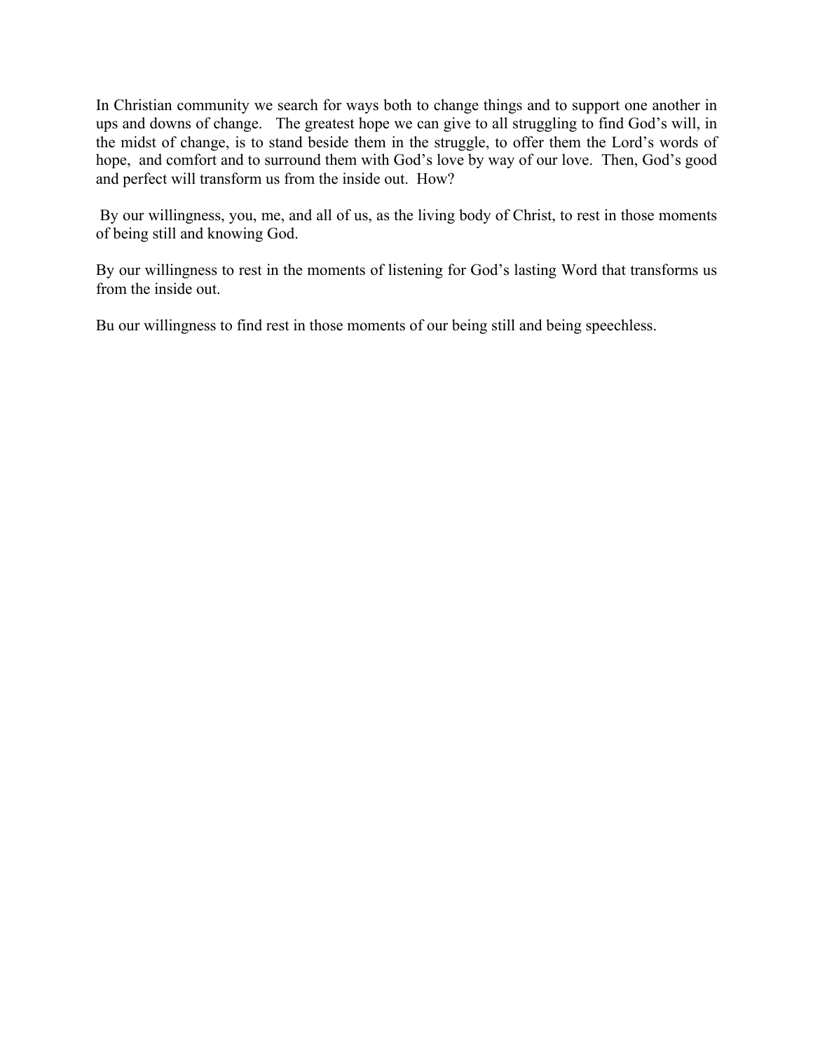In Christian community we search for ways both to change things and to support one another in ups and downs of change. The greatest hope we can give to all struggling to find God's will, in the midst of change, is to stand beside them in the struggle, to offer them the Lord's words of hope, and comfort and to surround them with God's love by way of our love. Then, God's good and perfect will transform us from the inside out. How?

By our willingness, you, me, and all of us, as the living body of Christ, to rest in those moments of being still and knowing God.

By our willingness to rest in the moments of listening for God's lasting Word that transforms us from the inside out.

Bu our willingness to find rest in those moments of our being still and being speechless.